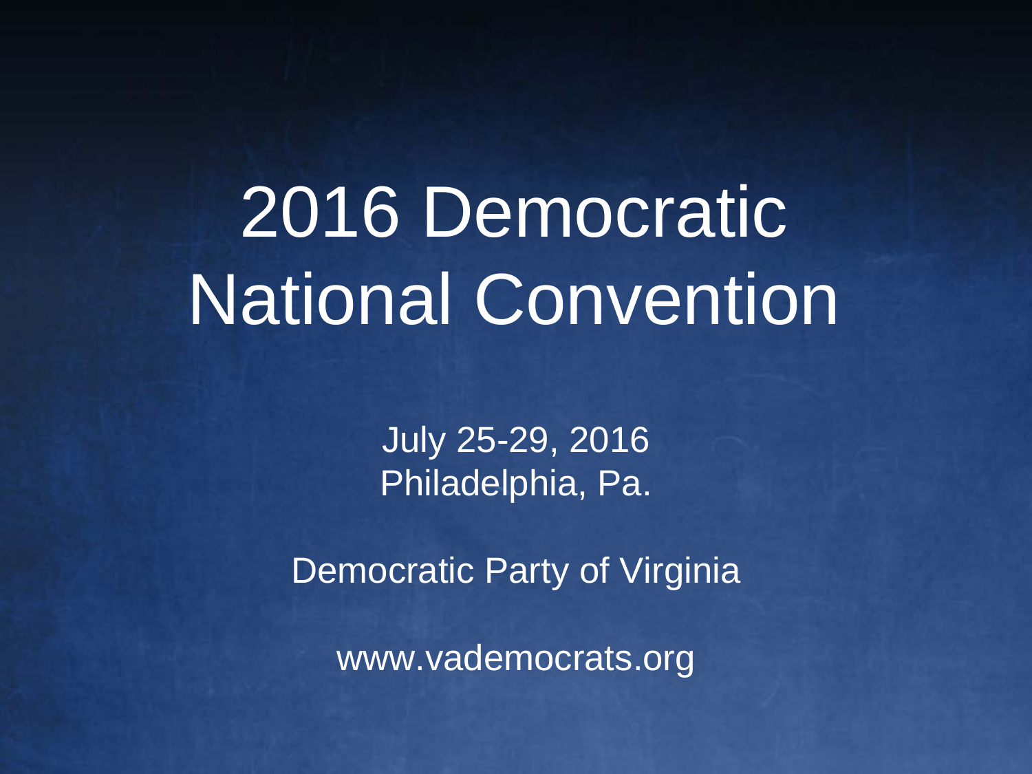# 2016 Democratic National Convention

July 25-29, 2016
Philadelphia, Pa.

Democratic Party of Virginia

www.vademocrats.org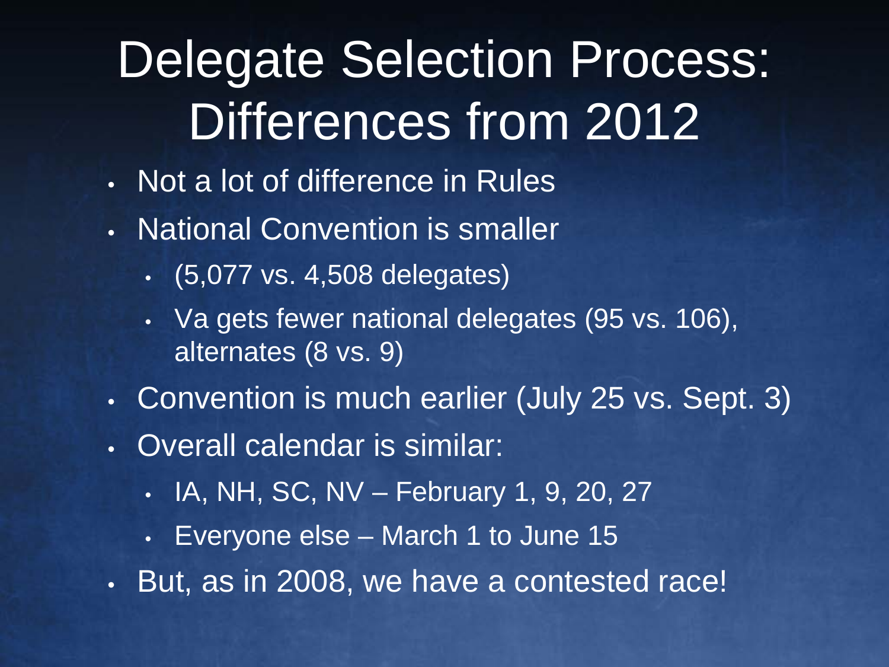# Delegate Selection Process: Differences from 2012

- Not a lot of difference in Rules
- National Convention is smaller
  - (5,077 vs. 4,508 delegates)
  - Va gets fewer national delegates (95 vs. 106), alternates (8 vs. 9)
- Convention is much earlier (July 25 vs. Sept. 3)
- Overall calendar is similar:
  - IA, NH, SC, NV – February 1, 9, 20, 27
  - Everyone else – March 1 to June 15
- But, as in 2008, we have a contested race!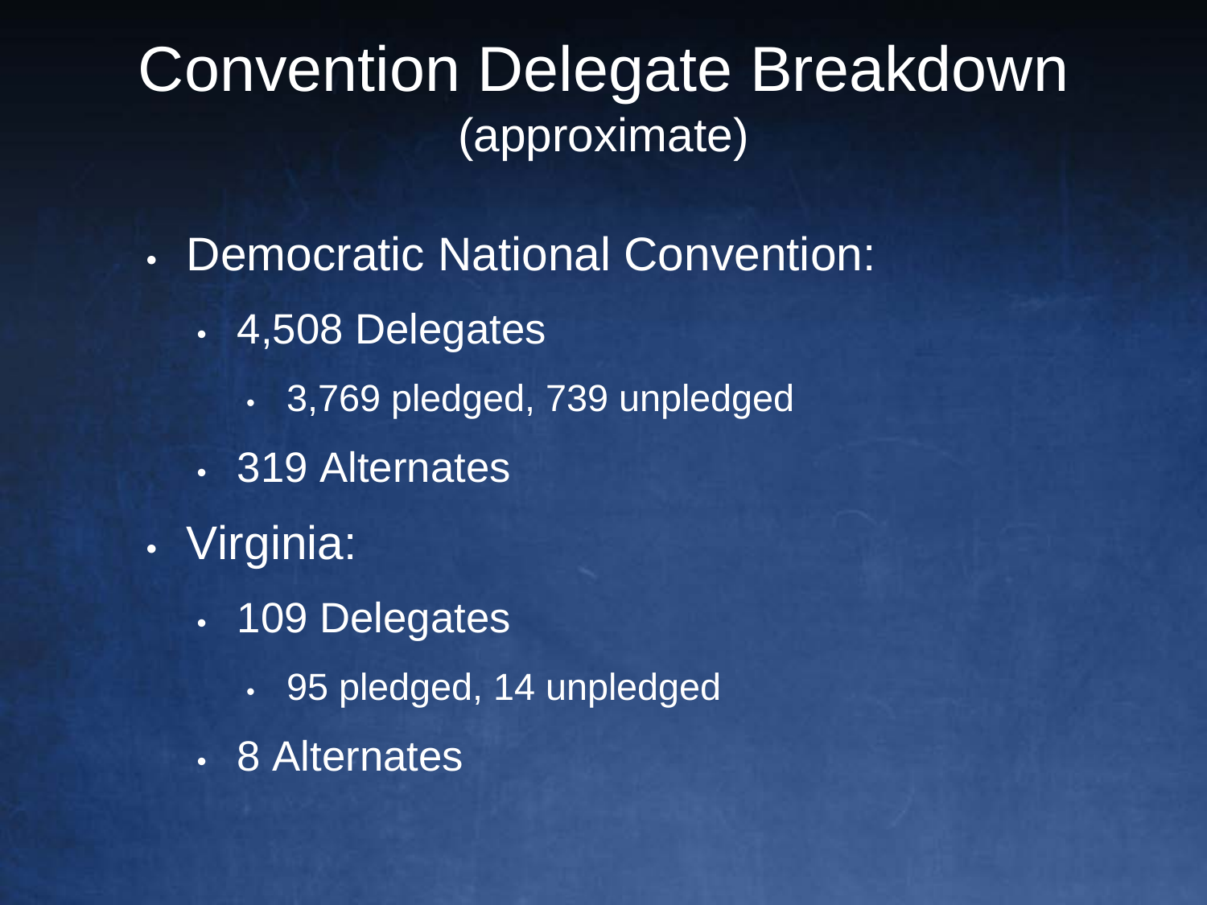# Convention Delegate Breakdown
(approximate)

- Democratic National Convention:
  - 4,508 Delegates
    - 3,769 pledged, 739 unpledged
  - 319 Alternates
- Virginia:
  - 109 Delegates
    - 95 pledged, 14 unpledged
  - 8 Alternates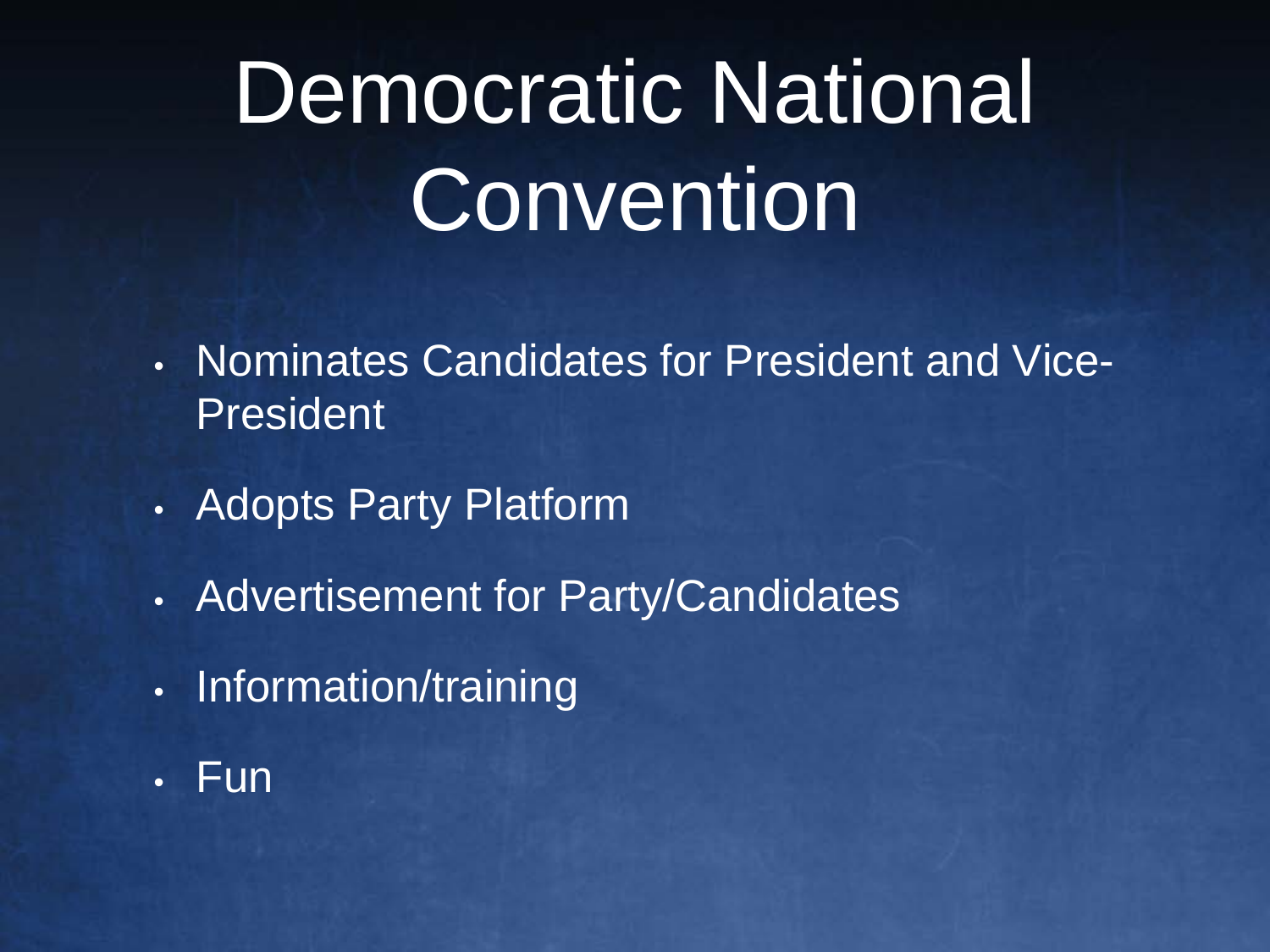# Democratic National Convention

- Nominates Candidates for President and Vice-President
- Adopts Party Platform
- Advertisement for Party/Candidates
- Information/training
- Fun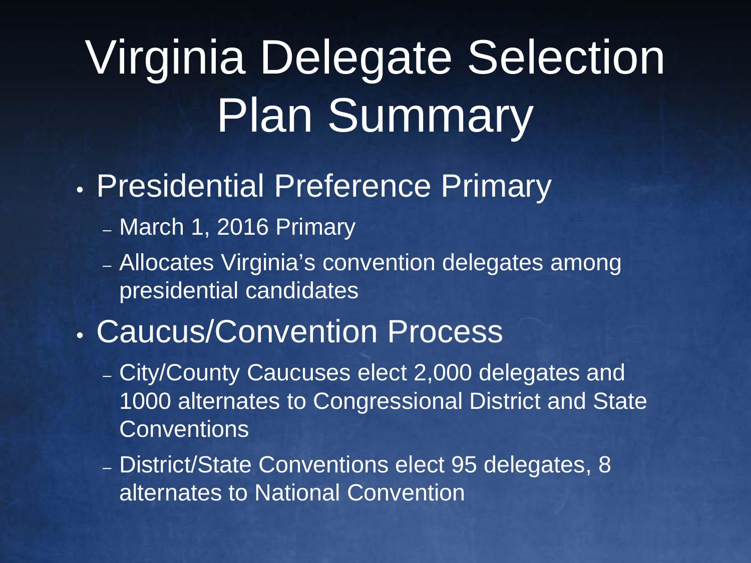# Virginia Delegate Selection Plan Summary

- Presidential Preference Primary
  - March 1, 2016 Primary
  - Allocates Virginia's convention delegates among presidential candidates
- Caucus/Convention Process
  - City/County Caucuses elect 2,000 delegates and 1000 alternates to Congressional District and State Conventions
  - District/State Conventions elect 95 delegates, 8 alternates to National Convention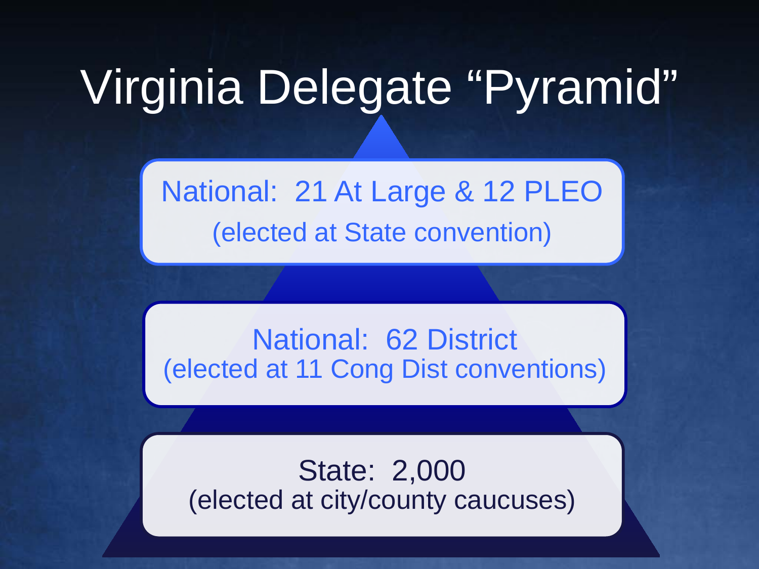# Virginia Delegate "Pyramid"

National: 21 At Large & 12 PLEO
(elected at State convention)

National: 62 District
(elected at 11 Cong Dist conventions)

State: 2,000
(elected at city/county caucuses)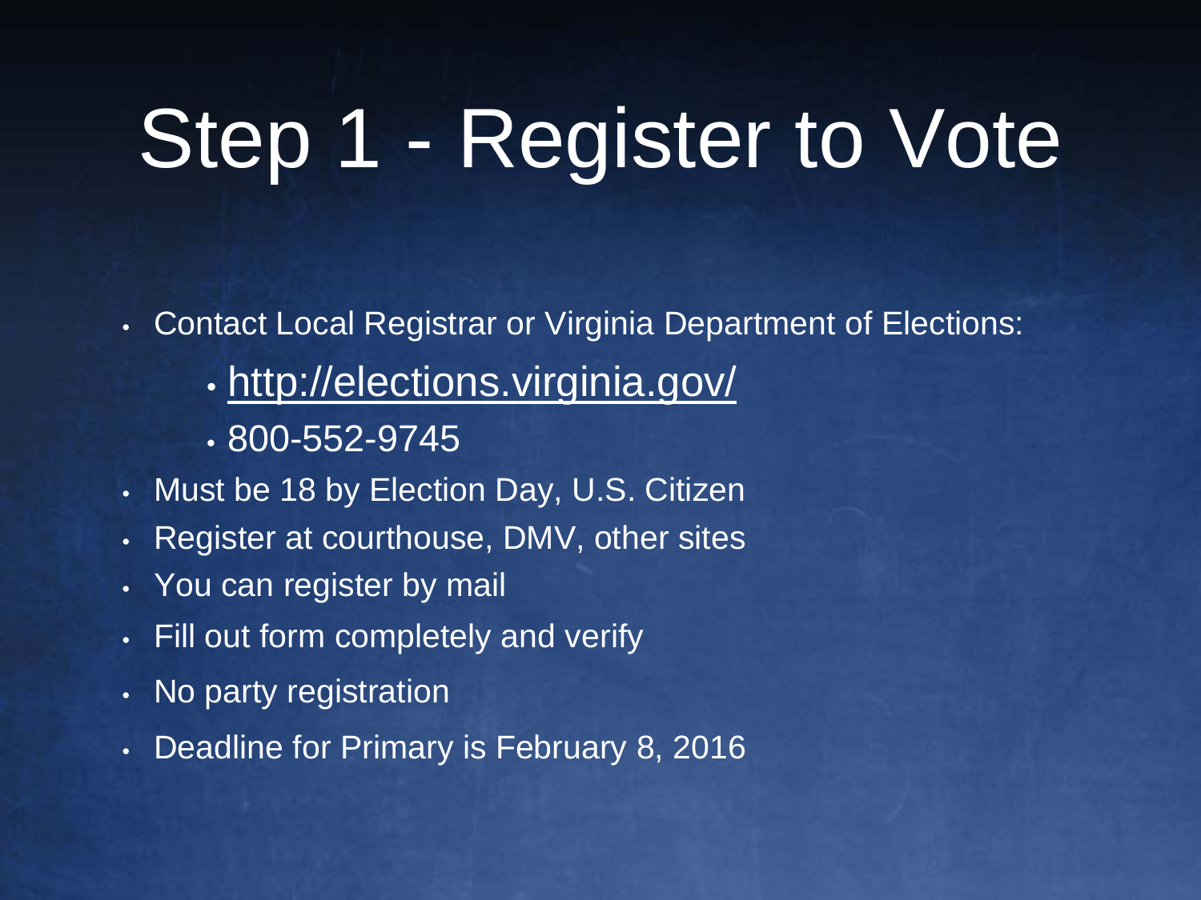# Step 1 - Register to Vote

- Contact Local Registrar or Virginia Department of Elections:
  - http://elections.virginia.gov/
  - 800-552-9745
- Must be 18 by Election Day, U.S. Citizen
- Register at courthouse, DMV, other sites
- You can register by mail
- Fill out form completely and verify
- No party registration
- Deadline for Primary is February 8, 2016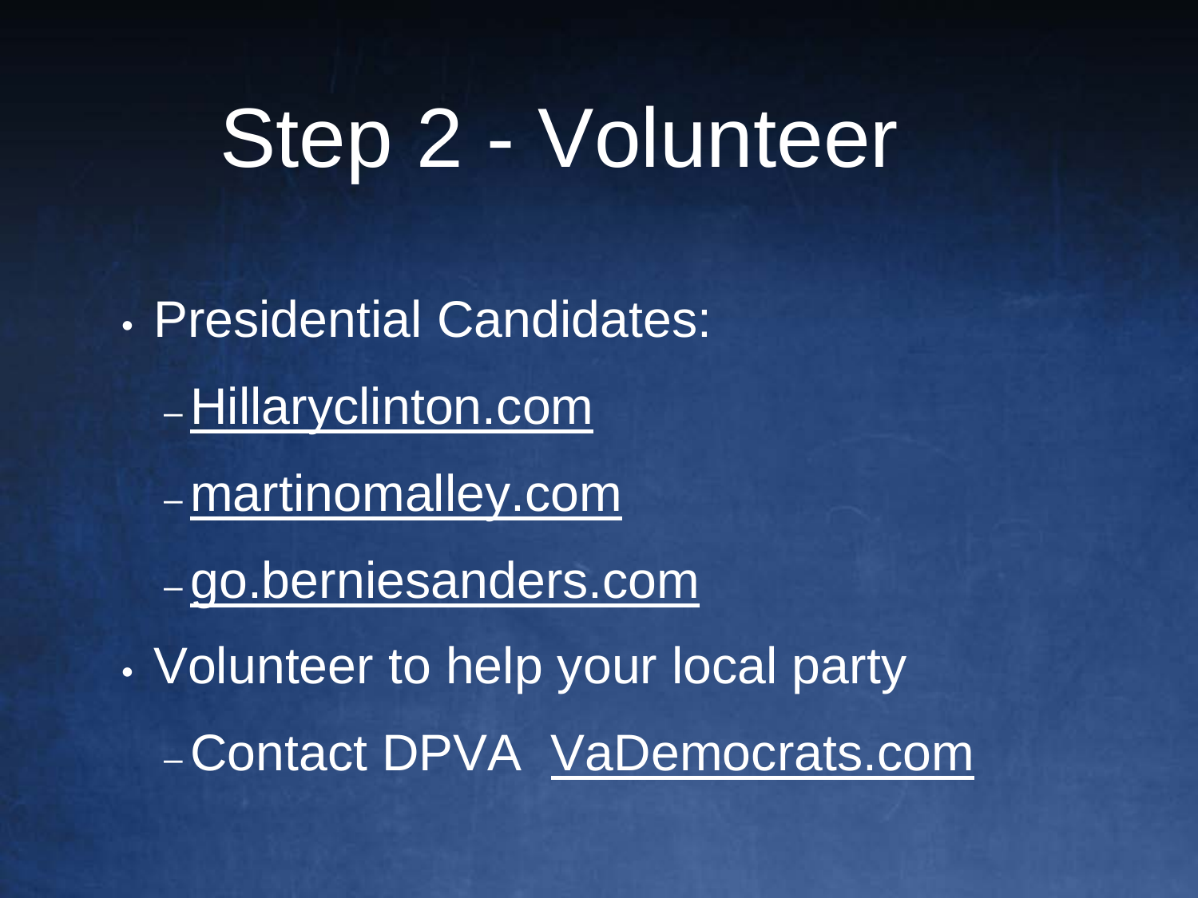# Step 2 - Volunteer

- Presidential Candidates:
  - Hillaryclinton.com
  - martinomalley.com
  - go.berniesanders.com
- Volunteer to help your local party
  - Contact DPVA VaDemocrats.com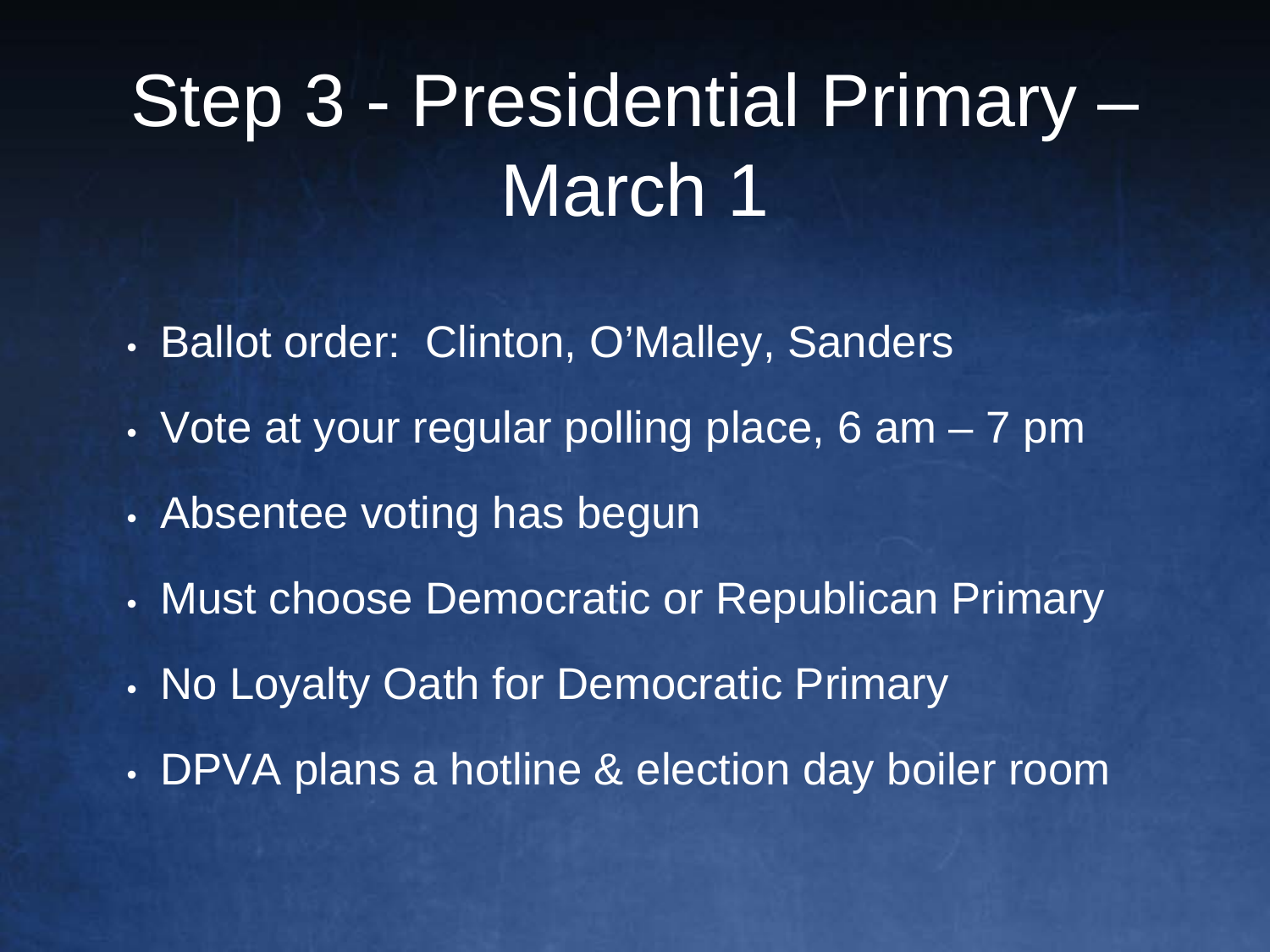# Step 3 - Presidential Primary – March 1

- Ballot order: Clinton, O'Malley, Sanders
- Vote at your regular polling place, 6 am – 7 pm
- Absentee voting has begun
- Must choose Democratic or Republican Primary
- No Loyalty Oath for Democratic Primary
- DPVA plans a hotline & election day boiler room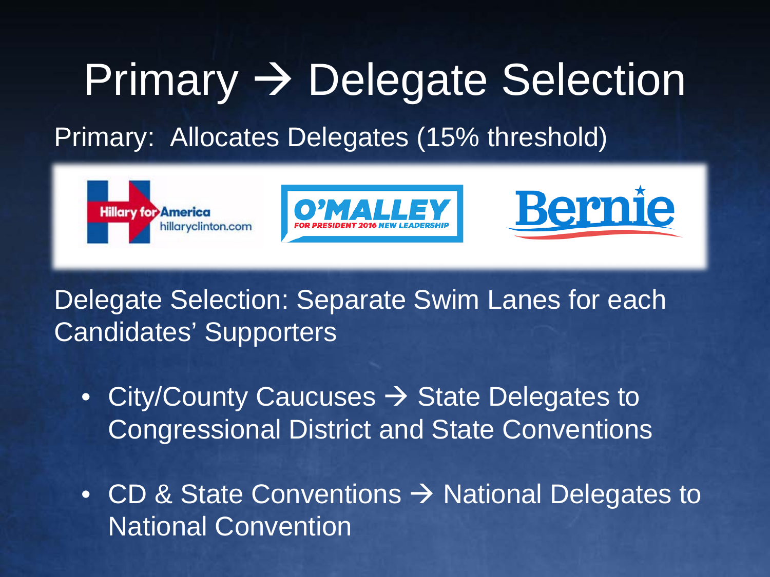# Primary → Delegate Selection

Primary: Allocates Delegates (15% threshold)

Hillary for America hillaryclinton.com | O'MALLEY FOR PRESIDENT 2016 NEW LEADERSHIP | Bernie

Delegate Selection: Separate Swim Lanes for each Candidates' Supporters

- City/County Caucuses → State Delegates to Congressional District and State Conventions
- CD & State Conventions → National Delegates to National Convention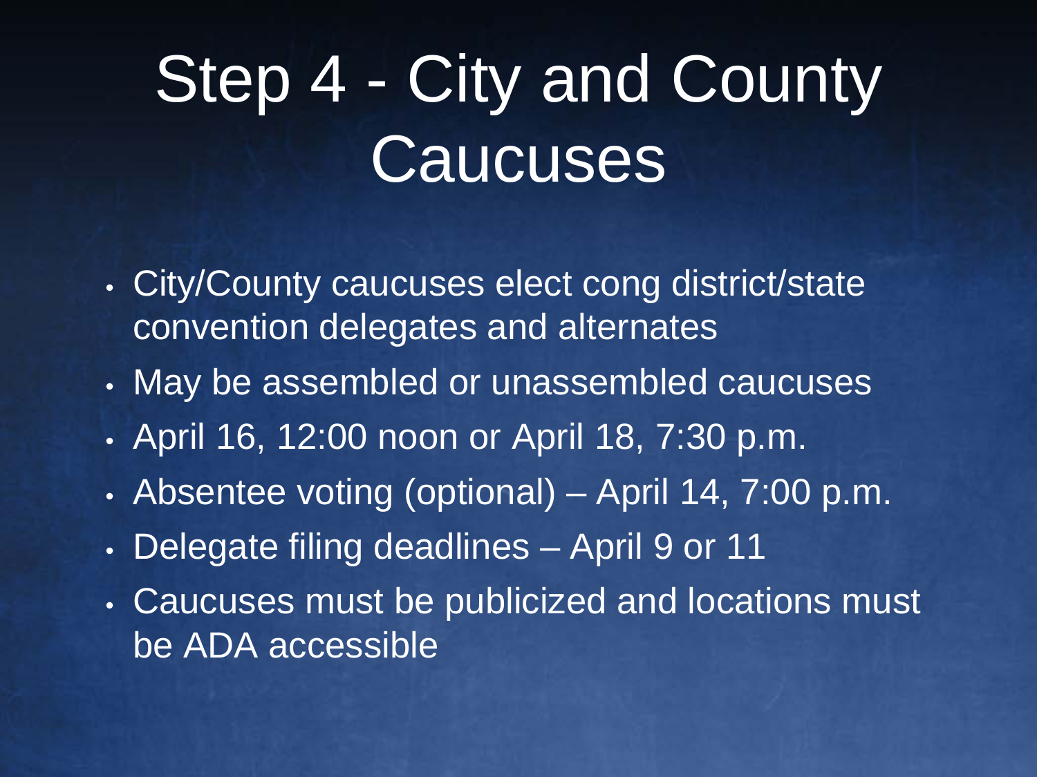# Step 4 - City and County Caucuses

- City/County caucuses elect cong district/state convention delegates and alternates
- May be assembled or unassembled caucuses
- April 16, 12:00 noon or April 18, 7:30 p.m.
- Absentee voting (optional) – April 14, 7:00 p.m.
- Delegate filing deadlines – April 9 or 11
- Caucuses must be publicized and locations must be ADA accessible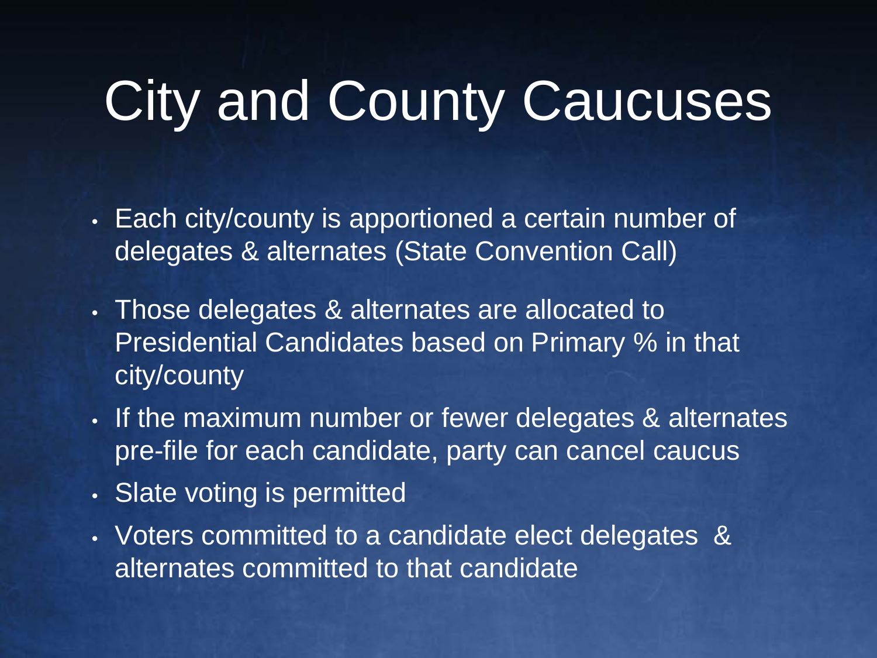# City and County Caucuses

- Each city/county is apportioned a certain number of delegates & alternates (State Convention Call)
- Those delegates & alternates are allocated to Presidential Candidates based on Primary % in that city/county
- If the maximum number or fewer delegates & alternates pre-file for each candidate, party can cancel caucus
- Slate voting is permitted
- Voters committed to a candidate elect delegates & alternates committed to that candidate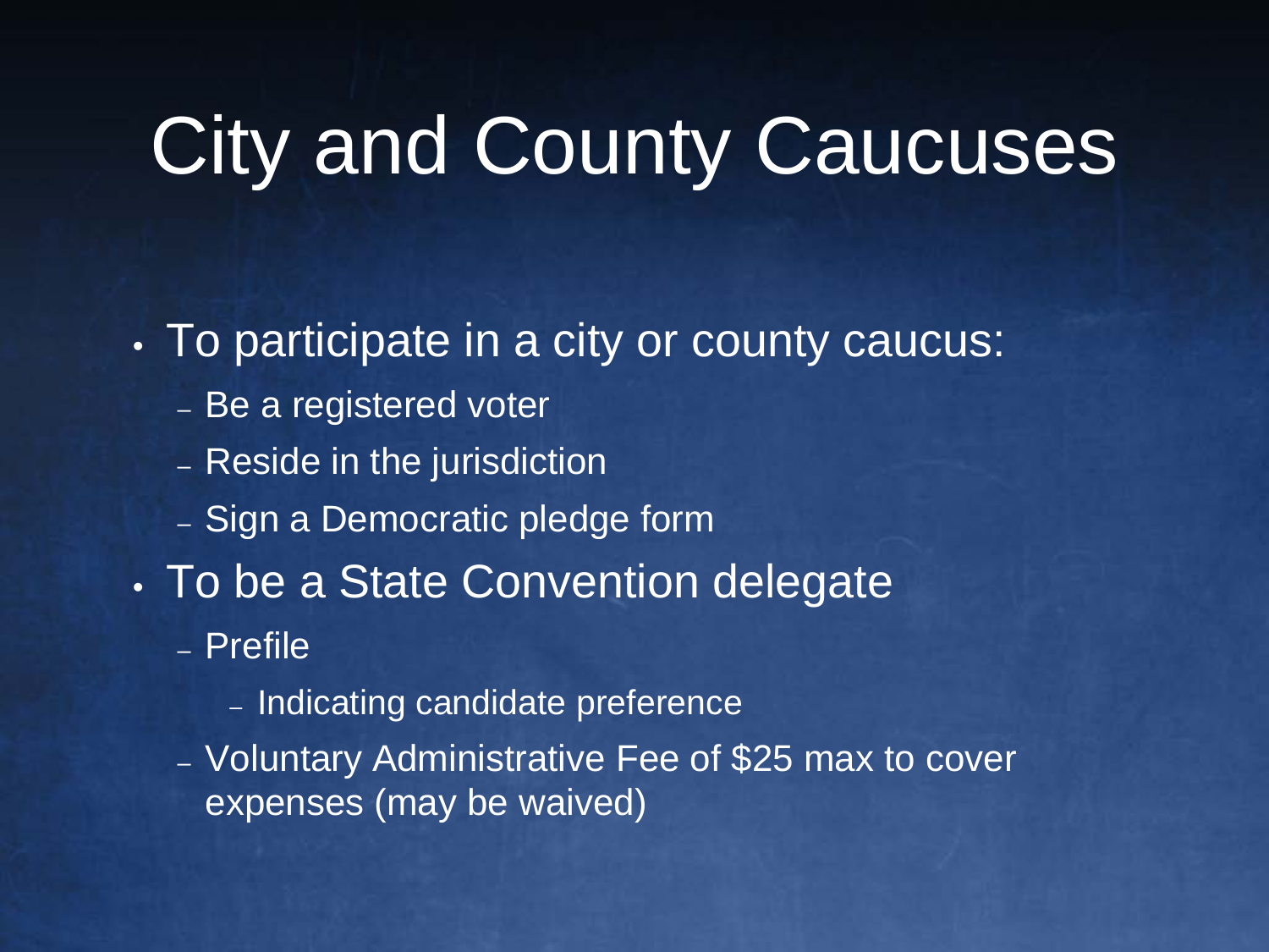# City and County Caucuses

- To participate in a city or county caucus:
  - Be a registered voter
  - Reside in the jurisdiction
  - Sign a Democratic pledge form
- To be a State Convention delegate
  - Prefile
    - Indicating candidate preference
  - Voluntary Administrative Fee of $25 max to cover expenses (may be waived)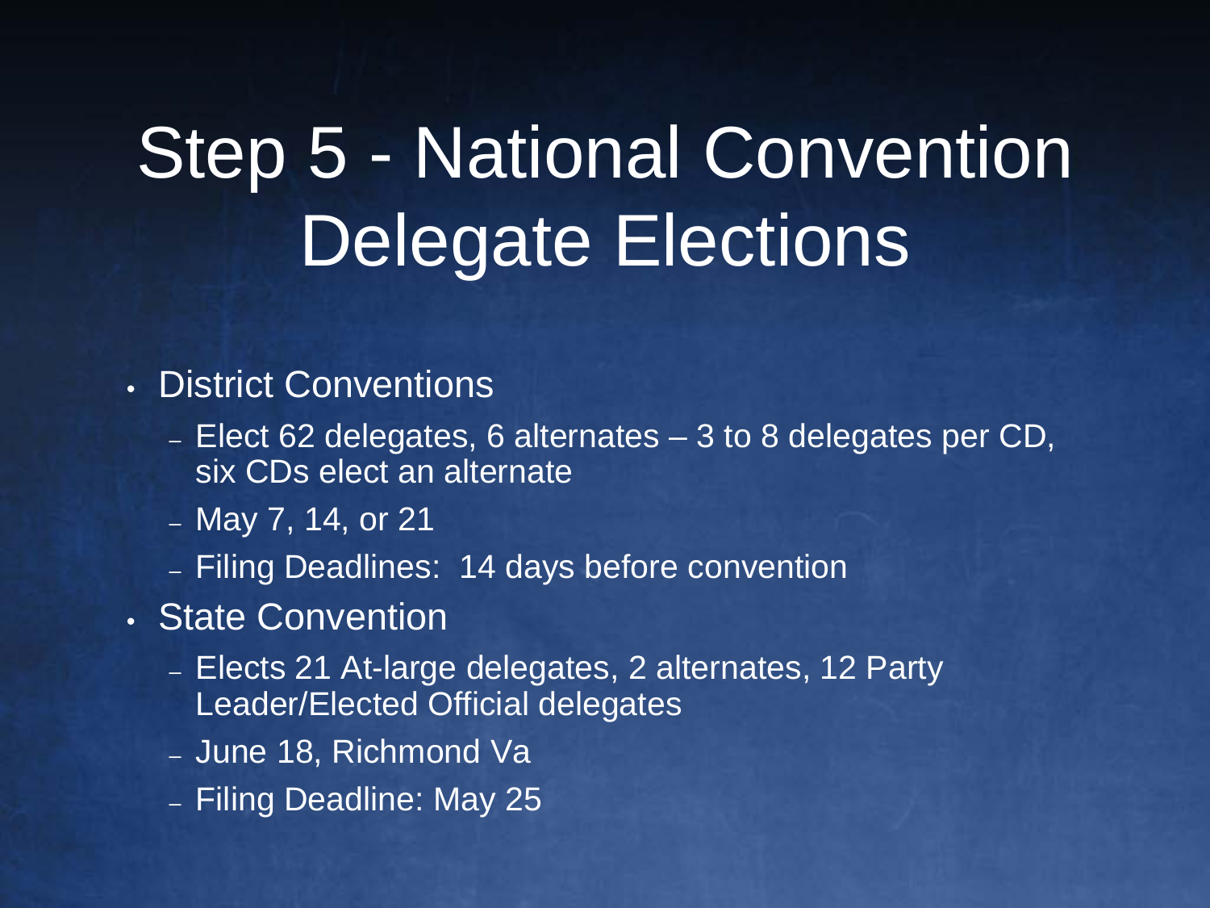# Step 5 - National Convention Delegate Elections

- District Conventions
  - Elect 62 delegates, 6 alternates – 3 to 8 delegates per CD, six CDs elect an alternate
  - May 7, 14, or 21
  - Filing Deadlines: 14 days before convention
- State Convention
  - Elects 21 At-large delegates, 2 alternates, 12 Party Leader/Elected Official delegates
  - June 18, Richmond Va
  - Filing Deadline: May 25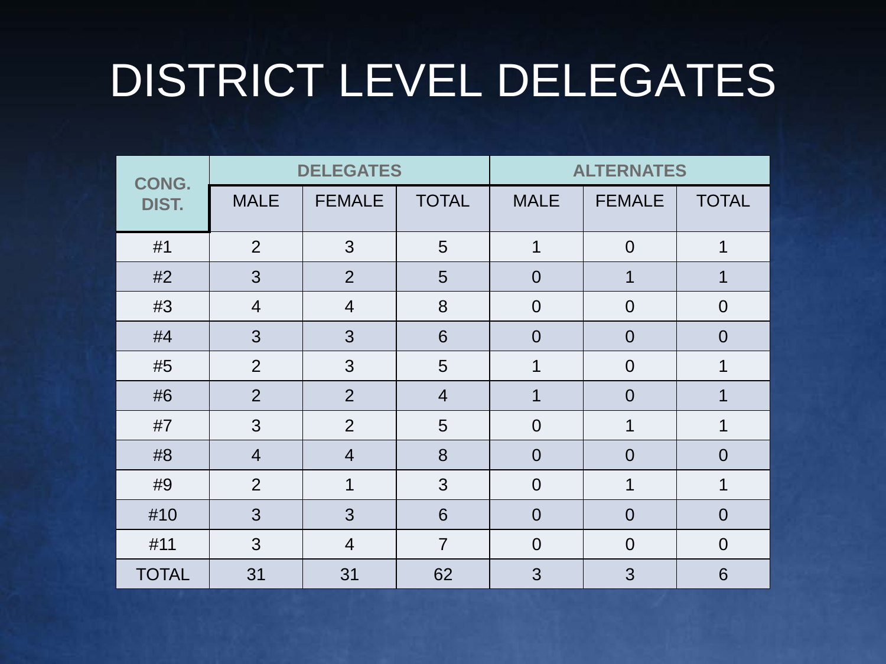# DISTRICT LEVEL DELEGATES

| CONG. DIST. | DELEGATES | | | ALTERNATES | | |
|---|---|---|---|---|---|---|
| | MALE | FEMALE | TOTAL | MALE | FEMALE | TOTAL |
| #1 | 2 | 3 | 5 | 1 | 0 | 1 |
| #2 | 3 | 2 | 5 | 0 | 1 | 1 |
| #3 | 4 | 4 | 8 | 0 | 0 | 0 |
| #4 | 3 | 3 | 6 | 0 | 0 | 0 |
| #5 | 2 | 3 | 5 | 1 | 0 | 1 |
| #6 | 2 | 2 | 4 | 1 | 0 | 1 |
| #7 | 3 | 2 | 5 | 0 | 1 | 1 |
| #8 | 4 | 4 | 8 | 0 | 0 | 0 |
| #9 | 2 | 1 | 3 | 0 | 1 | 1 |
| #10 | 3 | 3 | 6 | 0 | 0 | 0 |
| #11 | 3 | 4 | 7 | 0 | 0 | 0 |
| TOTAL | 31 | 31 | 62 | 3 | 3 | 6 |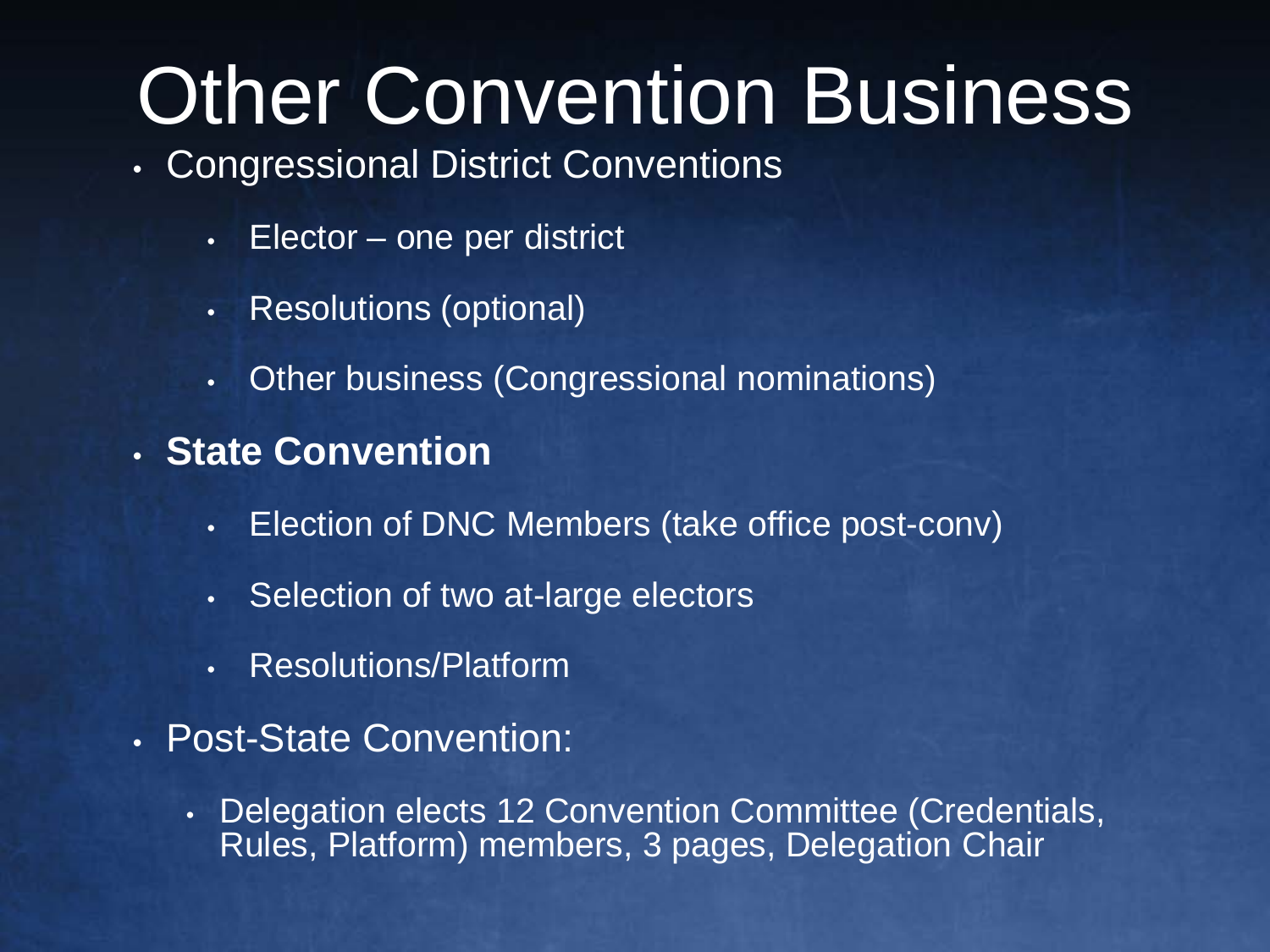# Other Convention Business

- Congressional District Conventions
  - Elector – one per district
  - Resolutions (optional)
  - Other business (Congressional nominations)
- **State Convention**
  - Election of DNC Members (take office post-conv)
  - Selection of two at-large electors
  - Resolutions/Platform
- Post-State Convention:
  - Delegation elects 12 Convention Committee (Credentials, Rules, Platform) members, 3 pages, Delegation Chair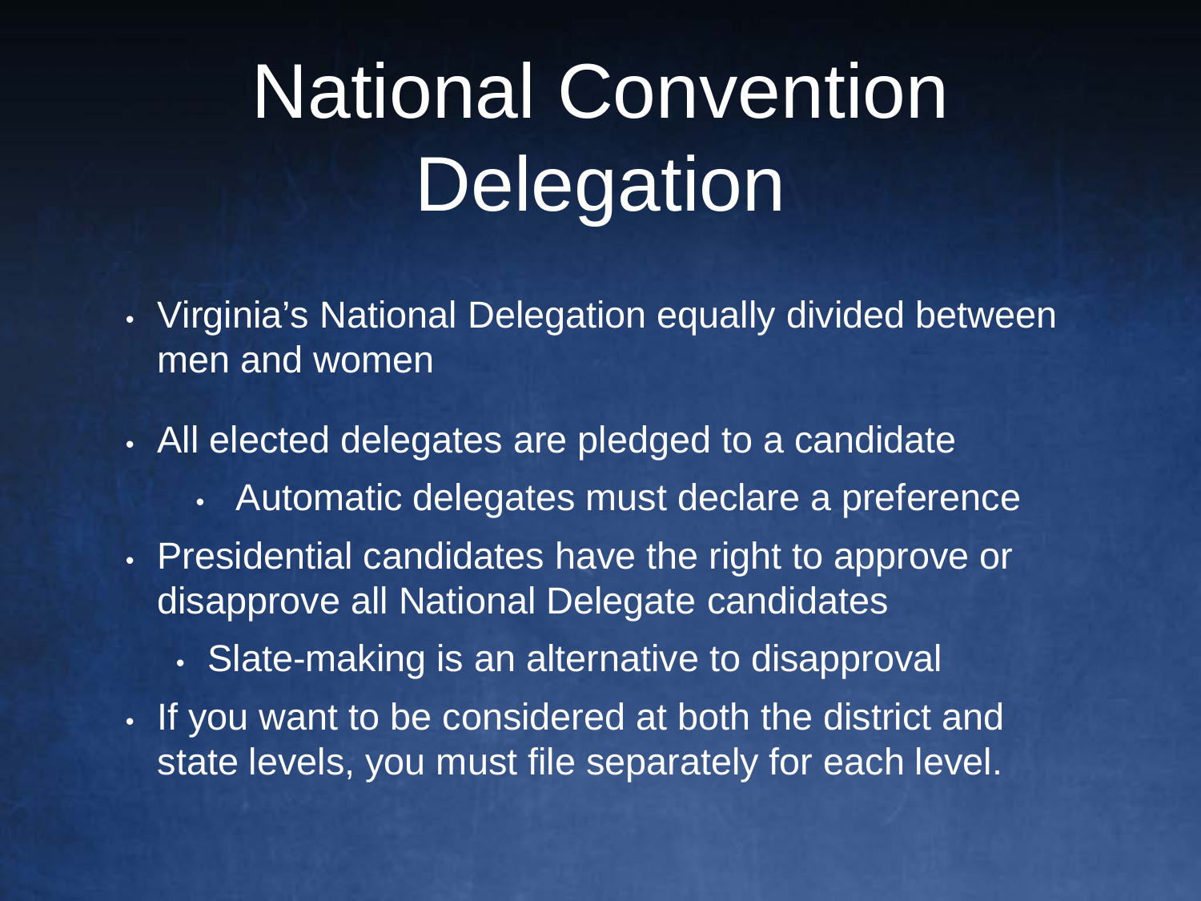# National Convention Delegation

- Virginia's National Delegation equally divided between men and women
- All elected delegates are pledged to a candidate
  - Automatic delegates must declare a preference
- Presidential candidates have the right to approve or disapprove all National Delegate candidates
  - Slate-making is an alternative to disapproval
- If you want to be considered at both the district and state levels, you must file separately for each level.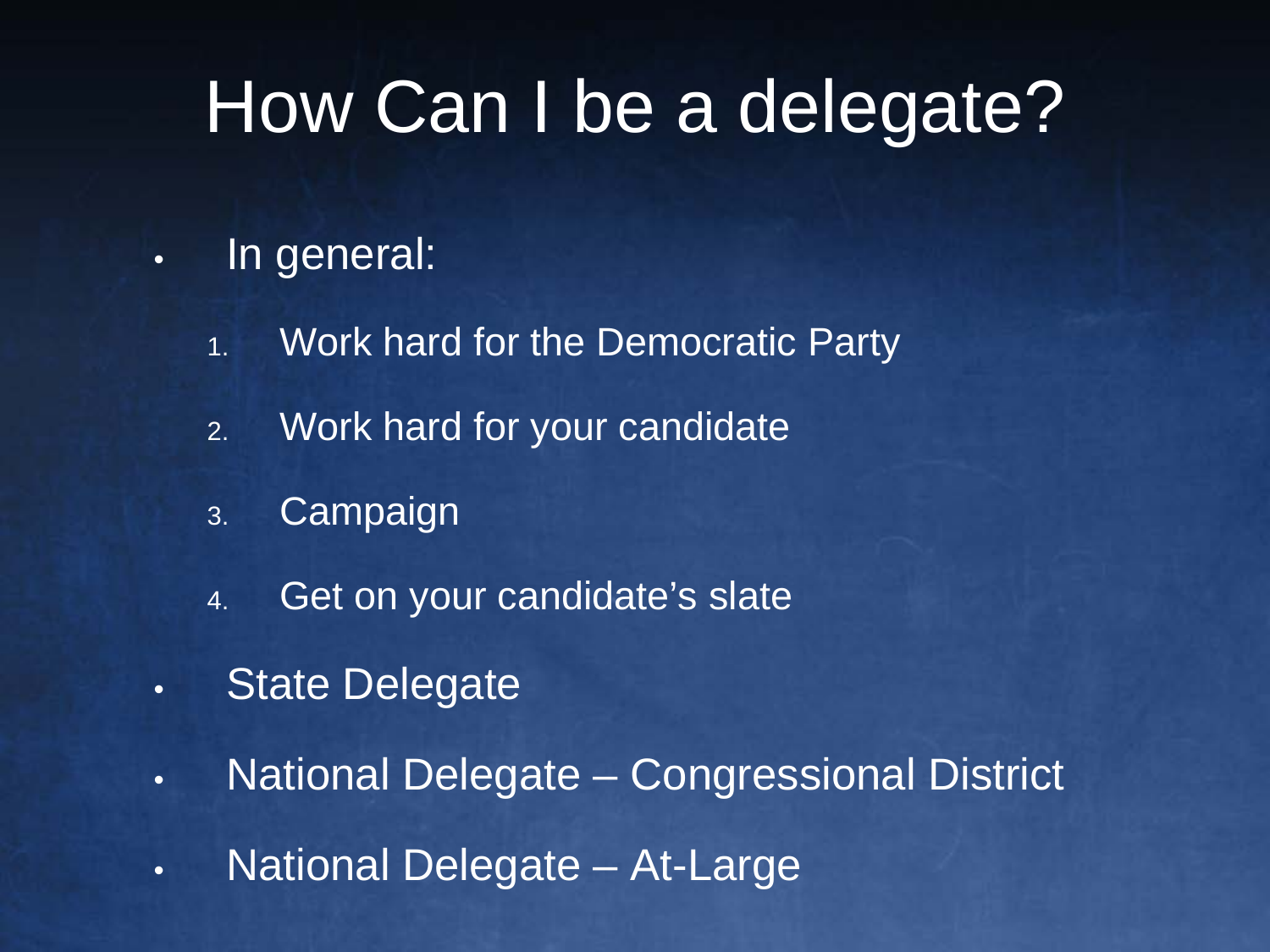# How Can I be a delegate?

- In general:
  1. Work hard for the Democratic Party
  2. Work hard for your candidate
  3. Campaign
  4. Get on your candidate's slate
- State Delegate
- National Delegate – Congressional District
- National Delegate – At-Large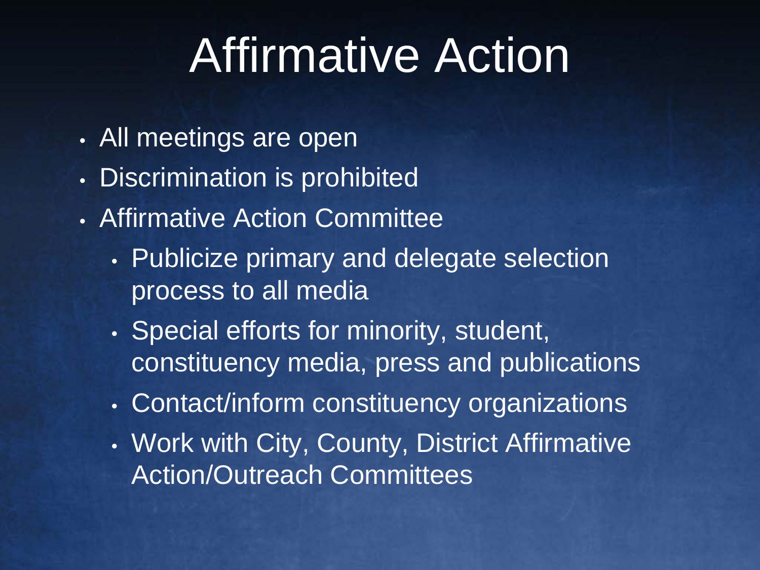# Affirmative Action

- All meetings are open
- Discrimination is prohibited
- Affirmative Action Committee
  - Publicize primary and delegate selection process to all media
  - Special efforts for minority, student, constituency media, press and publications
  - Contact/inform constituency organizations
  - Work with City, County, District Affirmative Action/Outreach Committees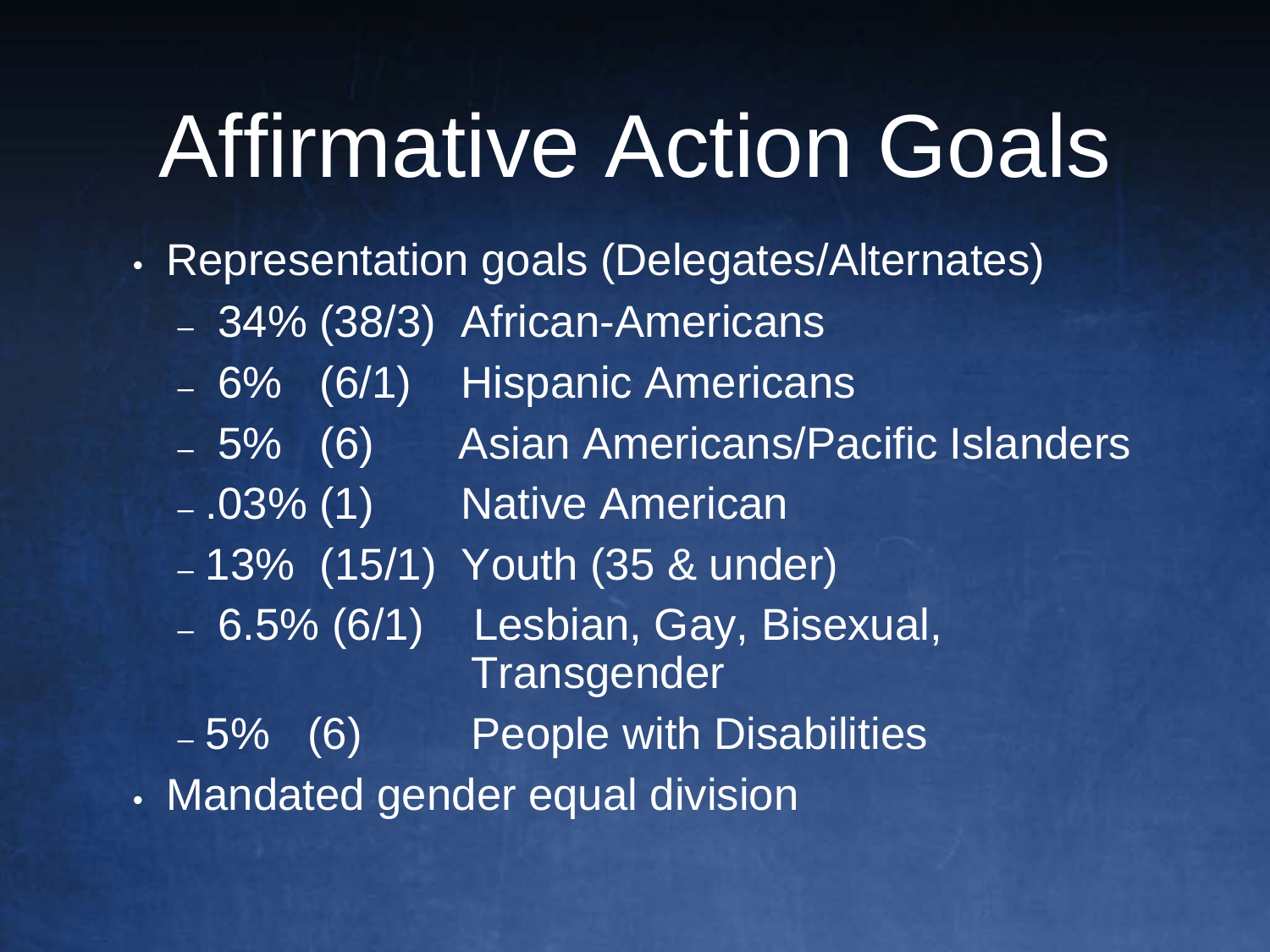# Affirmative Action Goals

- Representation goals (Delegates/Alternates)
  - 34% (38/3) African-Americans
  - 6% (6/1) Hispanic Americans
  - 5% (6) Asian Americans/Pacific Islanders
  - .03% (1) Native American
  - 13% (15/1) Youth (35 & under)
  - 6.5% (6/1) Lesbian, Gay, Bisexual, Transgender
  - 5% (6) People with Disabilities
- Mandated gender equal division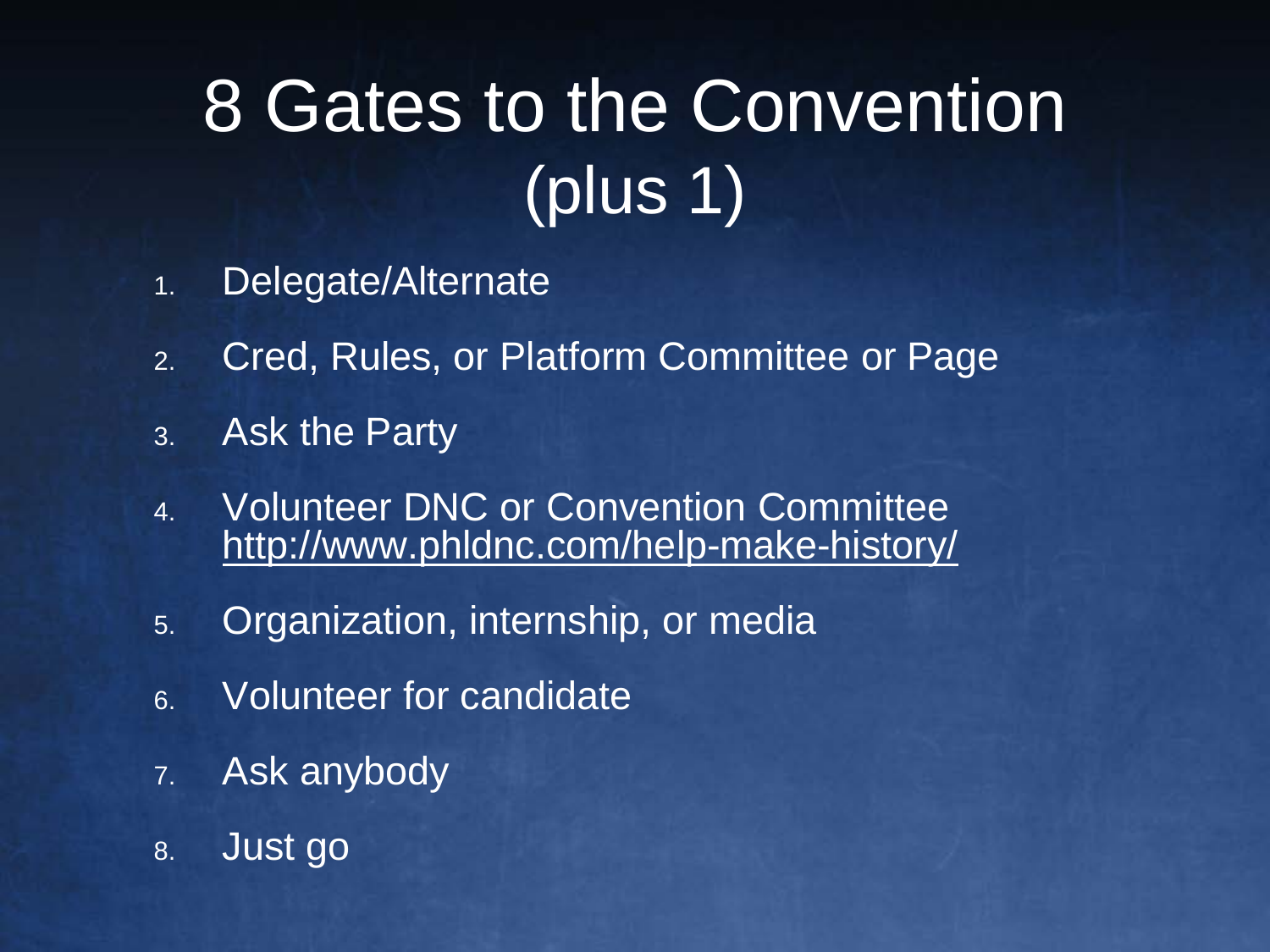# 8 Gates to the Convention (plus 1)

1. Delegate/Alternate
2. Cred, Rules, or Platform Committee or Page
3. Ask the Party
4. Volunteer DNC or Convention Committee http://www.phldnc.com/help-make-history/
5. Organization, internship, or media
6. Volunteer for candidate
7. Ask anybody
8. Just go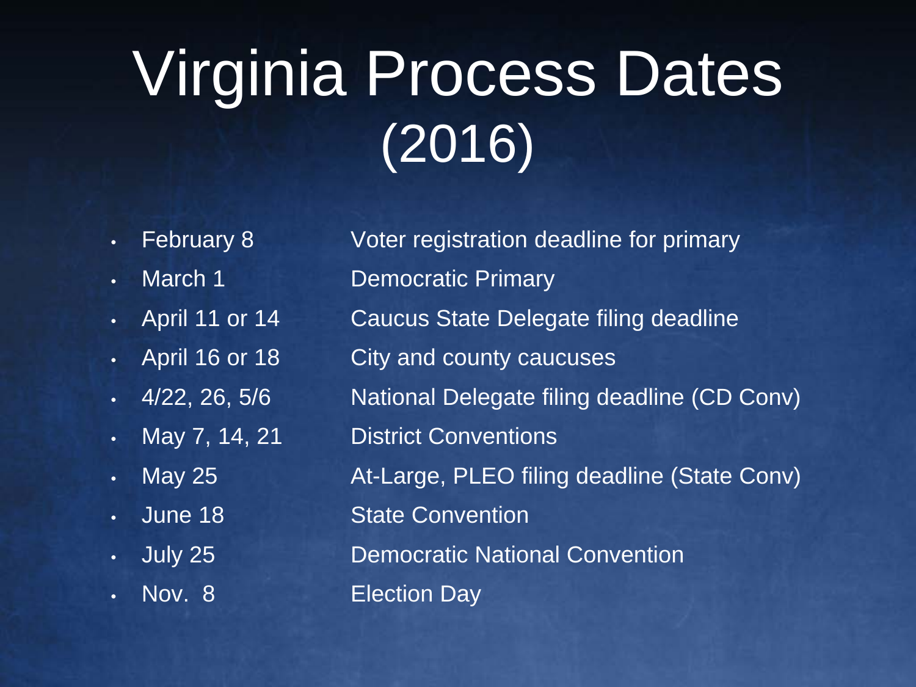# Virginia Process Dates (2016)

- February 8 — Voter registration deadline for primary
- March 1 — Democratic Primary
- April 11 or 14 — Caucus State Delegate filing deadline
- April 16 or 18 — City and county caucuses
- 4/22, 26, 5/6 — National Delegate filing deadline (CD Conv)
- May 7, 14, 21 — District Conventions
- May 25 — At-Large, PLEO filing deadline (State Conv)
- June 18 — State Convention
- July 25 — Democratic National Convention
- Nov. 8 — Election Day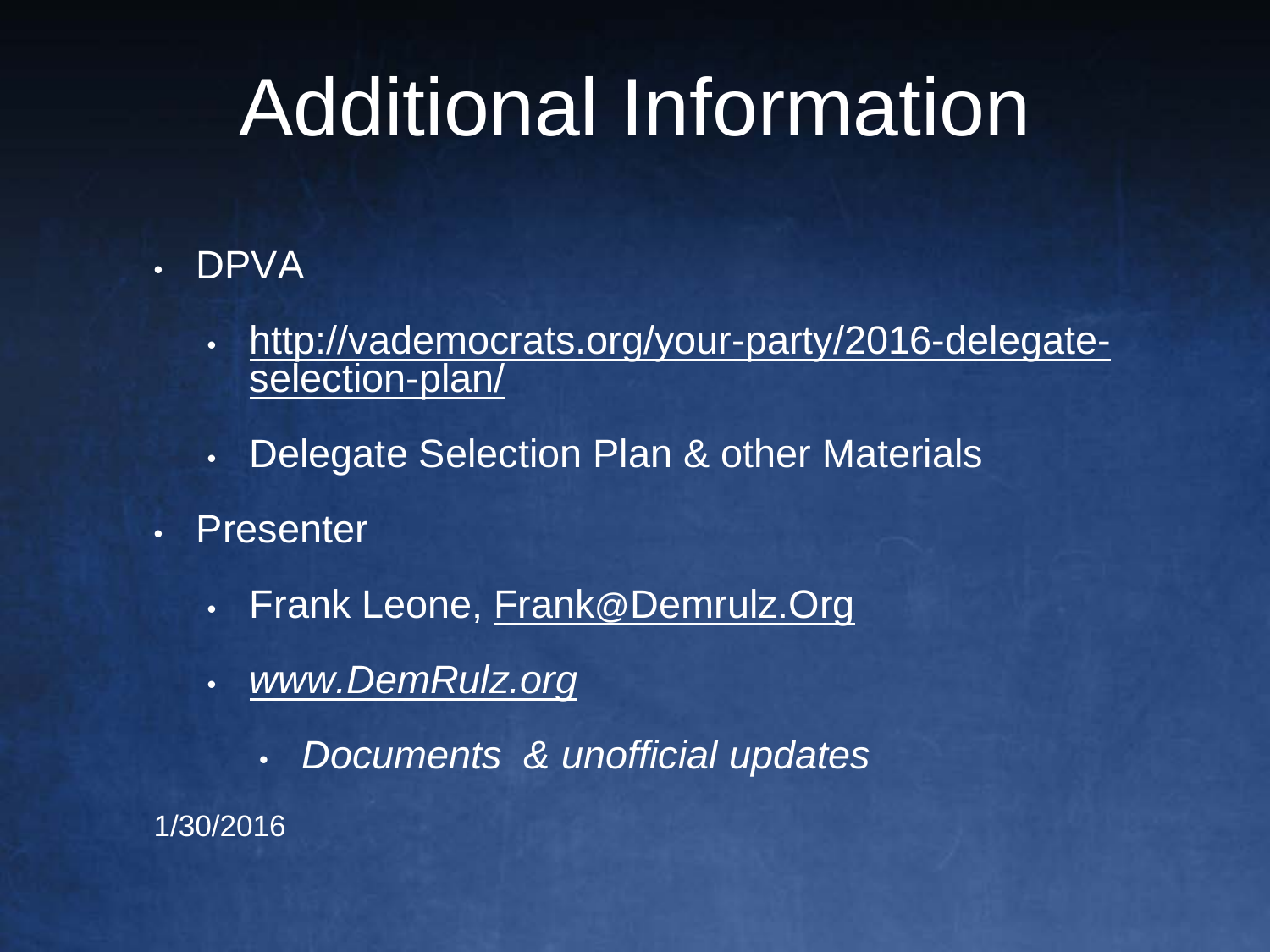# Additional Information

- DPVA
  - http://vademocrats.org/your-party/2016-delegate-selection-plan/
  - Delegate Selection Plan & other Materials
- Presenter
  - Frank Leone, Frank@Demrulz.Org
  - *www.DemRulz.org*
    - *Documents & unofficial updates*

1/30/2016